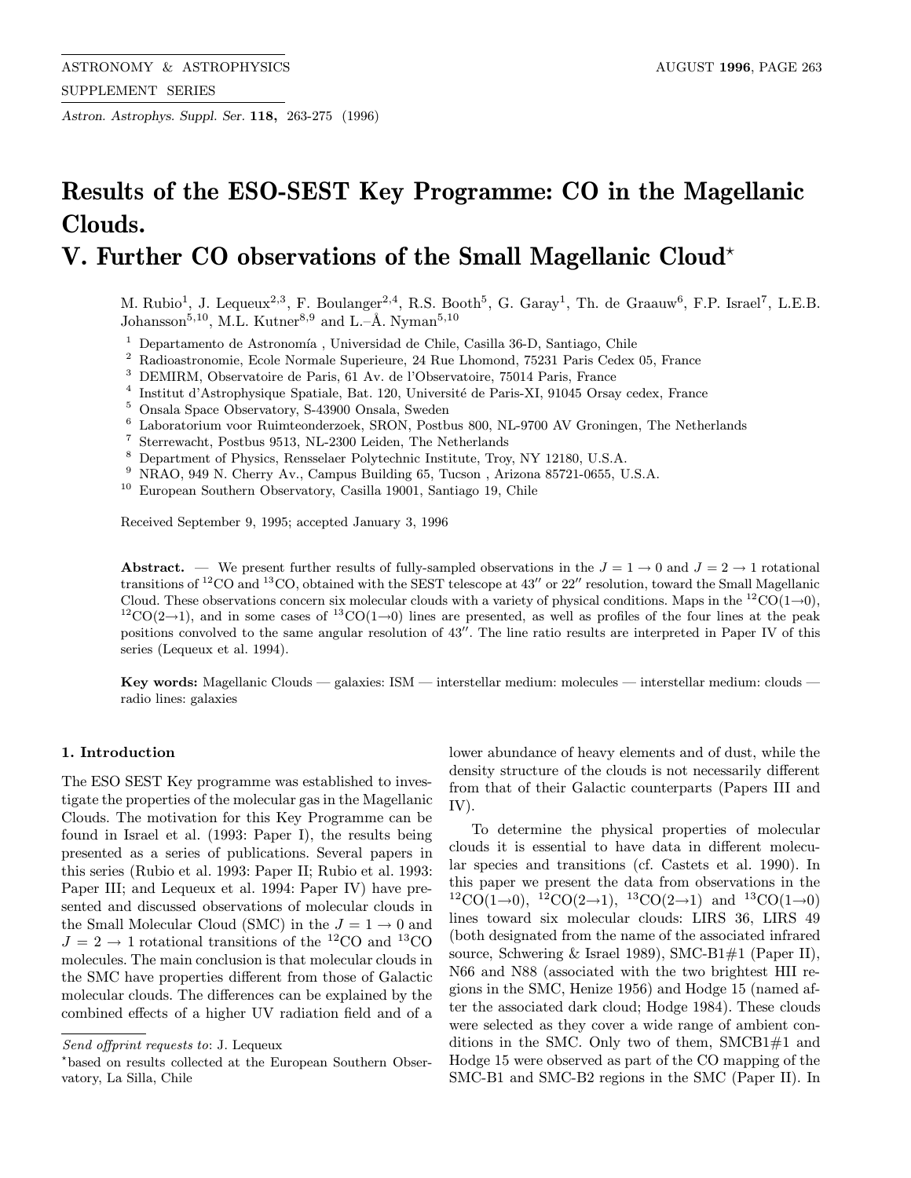# Results of the ESO-SEST Key Programme: CO in the Magellanic Clouds.
# V. Further CO observations of the Small Magellanic Cloud*

M. Rubio[1], J. Lequeux[2,3], F. Boulanger[2,4], R.S. Booth[5], G. Garay[1], Th. de Graauw[6], F.P. Israel[7], L.E.B. Johansson[5,10], M.L. Kutner[8,9] and L.–Å. Nyman[5,10]

[1] Departamento de Astronomía , Universidad de Chile, Casilla 36-D, Santiago, Chile
[2] Radioastronomie, Ecole Normale Superieure, 24 Rue Lhomond, 75231 Paris Cedex 05, France
[3] DEMIRM, Observatoire de Paris, 61 Av. de l'Observatoire, 75014 Paris, France
[4] Institut d'Astrophysique Spatiale, Bat. 120, Université de Paris-XI, 91045 Orsay cedex, France
[5] Onsala Space Observatory, S-43900 Onsala, Sweden
[6] Laboratorium voor Ruimteonderzoek, SRON, Postbus 800, NL-9700 AV Groningen, The Netherlands
[7] Sterrewacht, Postbus 9513, NL-2300 Leiden, The Netherlands
[8] Department of Physics, Rensselaer Polytechnic Institute, Troy, NY 12180, U.S.A.
[9] NRAO, 949 N. Cherry Av., Campus Building 65, Tucson , Arizona 85721-0655, U.S.A.
[10] European Southern Observatory, Casilla 19001, Santiago 19, Chile

Received September 9, 1995; accepted January 3, 1996

**Abstract.** — We present further results of fully-sampled observations in the $J = 1 \rightarrow 0$ and $J = 2 \rightarrow 1$ rotational transitions of $^{12}$CO and $^{13}$CO, obtained with the SEST telescope at 43″ or 22″ resolution, toward the Small Magellanic Cloud. These observations concern six molecular clouds with a variety of physical conditions. Maps in the $^{12}$CO(1→0), $^{12}$CO(2→1), and in some cases of $^{13}$CO(1→0) lines are presented, as well as profiles of the four lines at the peak positions convolved to the same angular resolution of 43″. The line ratio results are interpreted in Paper IV of this series (Lequeux et al. 1994).

**Key words:** Magellanic Clouds — galaxies: ISM — interstellar medium: molecules — interstellar medium: clouds — radio lines: galaxies

## 1. Introduction

The ESO SEST Key programme was established to investigate the properties of the molecular gas in the Magellanic Clouds. The motivation for this Key Programme can be found in Israel et al. (1993: Paper I), the results being presented as a series of publications. Several papers in this series (Rubio et al. 1993: Paper II; Rubio et al. 1993: Paper III; and Lequeux et al. 1994: Paper IV) have presented and discussed observations of molecular clouds in the Small Molecular Cloud (SMC) in the $J = 1 \rightarrow 0$ and $J = 2 \rightarrow 1$ rotational transitions of the $^{12}$CO and $^{13}$CO molecules. The main conclusion is that molecular clouds in the SMC have properties different from those of Galactic molecular clouds. The differences can be explained by the combined effects of a higher UV radiation field and of a lower abundance of heavy elements and of dust, while the density structure of the clouds is not necessarily different from that of their Galactic counterparts (Papers III and IV).

To determine the physical properties of molecular clouds it is essential to have data in different molecular species and transitions (cf. Castets et al. 1990). In this paper we present the data from observations in the $^{12}$CO(1→0), $^{12}$CO(2→1), $^{13}$CO(2→1) and $^{13}$CO(1→0) lines toward six molecular clouds: LIRS 36, LIRS 49 (both designated from the name of the associated infrared source, Schwering & Israel 1989), SMC-B1#1 (Paper II), N66 and N88 (associated with the two brightest HII regions in the SMC, Henize 1956) and Hodge 15 (named after the associated dark cloud; Hodge 1984). These clouds were selected as they cover a wide range of ambient conditions in the SMC. Only two of them, SMCB1#1 and Hodge 15 were observed as part of the CO mapping of the SMC-B1 and SMC-B2 regions in the SMC (Paper II). In

*Send offprint requests to*: J. Lequeux

*based on results collected at the European Southern Observatory, La Silla, Chile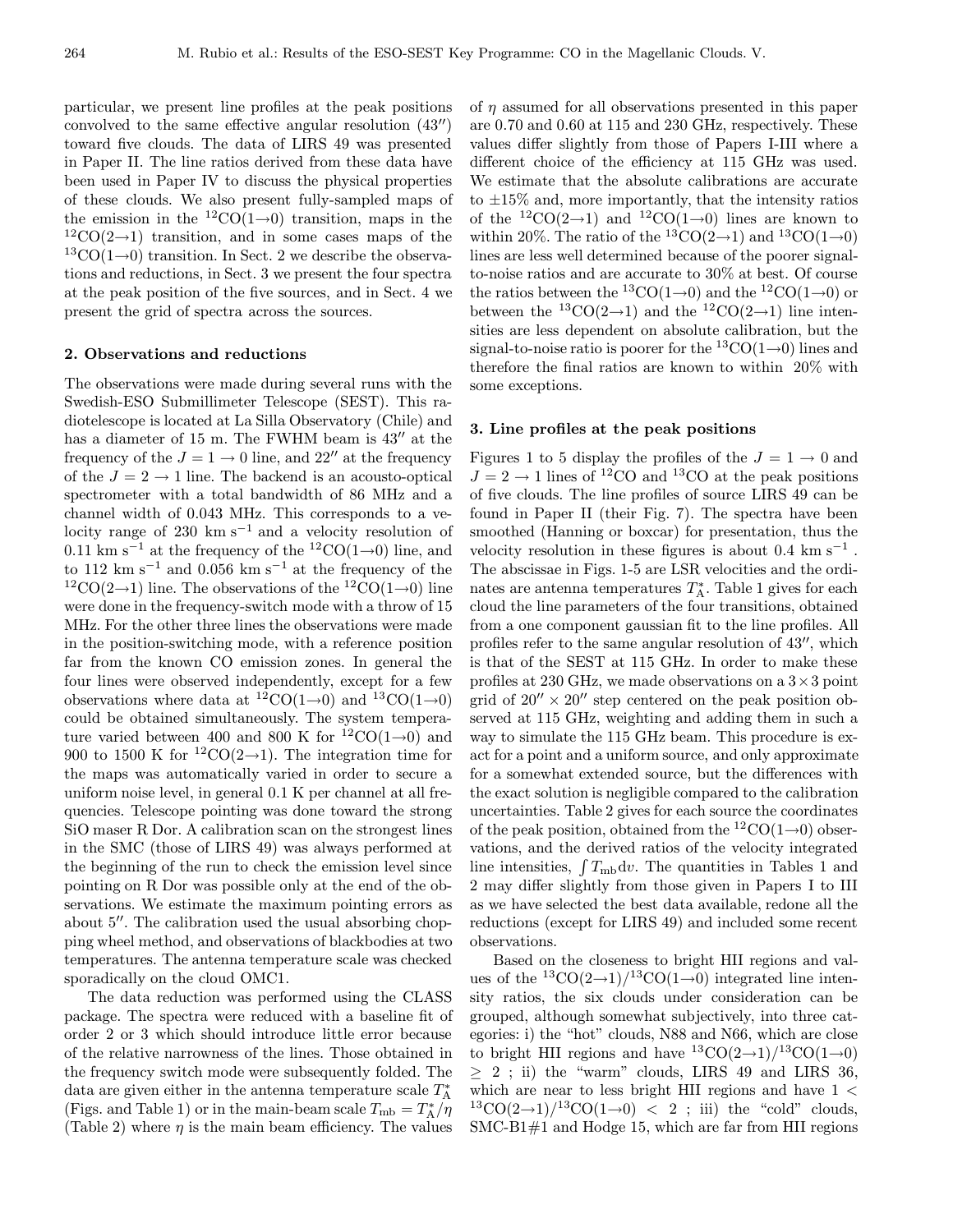particular, we present line profiles at the peak positions convolved to the same effective angular resolution (43″) toward five clouds. The data of LIRS 49 was presented in Paper II. The line ratios derived from these data have been used in Paper IV to discuss the physical properties of these clouds. We also present fully-sampled maps of the emission in the $^{12}$CO(1→0) transition, maps in the $^{12}$CO(2→1) transition, and in some cases maps of the $^{13}$CO(1→0) transition. In Sect. 2 we describe the observations and reductions, in Sect. 3 we present the four spectra at the peak position of the five sources, and in Sect. 4 we present the grid of spectra across the sources.

## 2. Observations and reductions

The observations were made during several runs with the Swedish-ESO Submillimeter Telescope (SEST). This radiotelescope is located at La Silla Observatory (Chile) and has a diameter of 15 m. The FWHM beam is 43″ at the frequency of the $J = 1 \rightarrow 0$ line, and 22″ at the frequency of the $J = 2 \rightarrow 1$ line. The backend is an acousto-optical spectrometer with a total bandwidth of 86 MHz and a channel width of 0.043 MHz. This corresponds to a velocity range of 230 km s$^{-1}$ and a velocity resolution of 0.11 km s$^{-1}$ at the frequency of the $^{12}$CO(1→0) line, and to 112 km s$^{-1}$ and 0.056 km s$^{-1}$ at the frequency of the $^{12}$CO(2→1) line. The observations of the $^{12}$CO(1→0) line were done in the frequency-switch mode with a throw of 15 MHz. For the other three lines the observations were made in the position-switching mode, with a reference position far from the known CO emission zones. In general the four lines were observed independently, except for a few observations where data at $^{12}$CO(1→0) and $^{13}$CO(1→0) could be obtained simultaneously. The system temperature varied between 400 and 800 K for $^{12}$CO(1→0) and 900 to 1500 K for $^{12}$CO(2→1). The integration time for the maps was automatically varied in order to secure a uniform noise level, in general 0.1 K per channel at all frequencies. Telescope pointing was done toward the strong SiO maser R Dor. A calibration scan on the strongest lines in the SMC (those of LIRS 49) was always performed at the beginning of the run to check the emission level since pointing on R Dor was possible only at the end of the observations. We estimate the maximum pointing errors as about 5″. The calibration used the usual absorbing chopping wheel method, and observations of blackbodies at two temperatures. The antenna temperature scale was checked sporadically on the cloud OMC1.

The data reduction was performed using the CLASS package. The spectra were reduced with a baseline fit of order 2 or 3 which should introduce little error because of the relative narrowness of the lines. Those obtained in the frequency switch mode were subsequently folded. The data are given either in the antenna temperature scale $T_{\rm A}^*$ (Figs. and Table 1) or in the main-beam scale $T_{\rm mb} = T_{\rm A}^*/\eta$ (Table 2) where $\eta$ is the main beam efficiency. The values of $\eta$ assumed for all observations presented in this paper are 0.70 and 0.60 at 115 and 230 GHz, respectively. These values differ slightly from those of Papers I-III where a different choice of the efficiency at 115 GHz was used. We estimate that the absolute calibrations are accurate to ±15% and, more importantly, that the intensity ratios of the $^{12}$CO(2→1) and $^{12}$CO(1→0) lines are known to within 20%. The ratio of the $^{13}$CO(2→1) and $^{13}$CO(1→0) lines are less well determined because of the poorer signal-to-noise ratios and are accurate to 30% at best. Of course the ratios between the $^{13}$CO(1→0) and the $^{12}$CO(1→0) or between the $^{13}$CO(2→1) and the $^{12}$CO(2→1) line intensities are less dependent on absolute calibration, but the signal-to-noise ratio is poorer for the $^{13}$CO(1→0) lines and therefore the final ratios are known to within 20% with some exceptions.

## 3. Line profiles at the peak positions

Figures 1 to 5 display the profiles of the $J = 1 \rightarrow 0$ and $J = 2 \rightarrow 1$ lines of $^{12}$CO and $^{13}$CO at the peak positions of five clouds. The line profiles of source LIRS 49 can be found in Paper II (their Fig. 7). The spectra have been smoothed (Hanning or boxcar) for presentation, thus the velocity resolution in these figures is about 0.4 km s$^{-1}$. The abscissae in Figs. 1-5 are LSR velocities and the ordinates are antenna temperatures $T_{\rm A}^*$. Table 1 gives for each cloud the line parameters of the four transitions, obtained from a one component gaussian fit to the line profiles. All profiles refer to the same angular resolution of 43″, which is that of the SEST at 115 GHz. In order to make these profiles at 230 GHz, we made observations on a $3 \times 3$ point grid of $20'' \times 20''$ step centered on the peak position observed at 115 GHz, weighting and adding them in such a way to simulate the 115 GHz beam. This procedure is exact for a point and a uniform source, and only approximate for a somewhat extended source, but the differences with the exact solution is negligible compared to the calibration uncertainties. Table 2 gives for each source the coordinates of the peak position, obtained from the $^{12}$CO(1→0) observations, and the derived ratios of the velocity integrated line intensities, $\int T_{\rm mb} {\rm d}v$. The quantities in Tables 1 and 2 may differ slightly from those given in Papers I to III as we have selected the best data available, redone all the reductions (except for LIRS 49) and included some recent observations.

Based on the closeness to bright HII regions and values of the $^{13}$CO(2→1)/$^{13}$CO(1→0) integrated line intensity ratios, the six clouds under consideration can be grouped, although somewhat subjectively, into three categories: i) the "hot" clouds, N88 and N66, which are close to bright HII regions and have $^{13}$CO(2→1)/$^{13}$CO(1→0) $\geq 2$ ; ii) the "warm" clouds, LIRS 49 and LIRS 36, which are near to less bright HII regions and have $1 <$ $^{13}$CO(2→1)/$^{13}$CO(1→0) $< 2$ ; iii) the "cold" clouds, SMC-B1#1 and Hodge 15, which are far from HII regions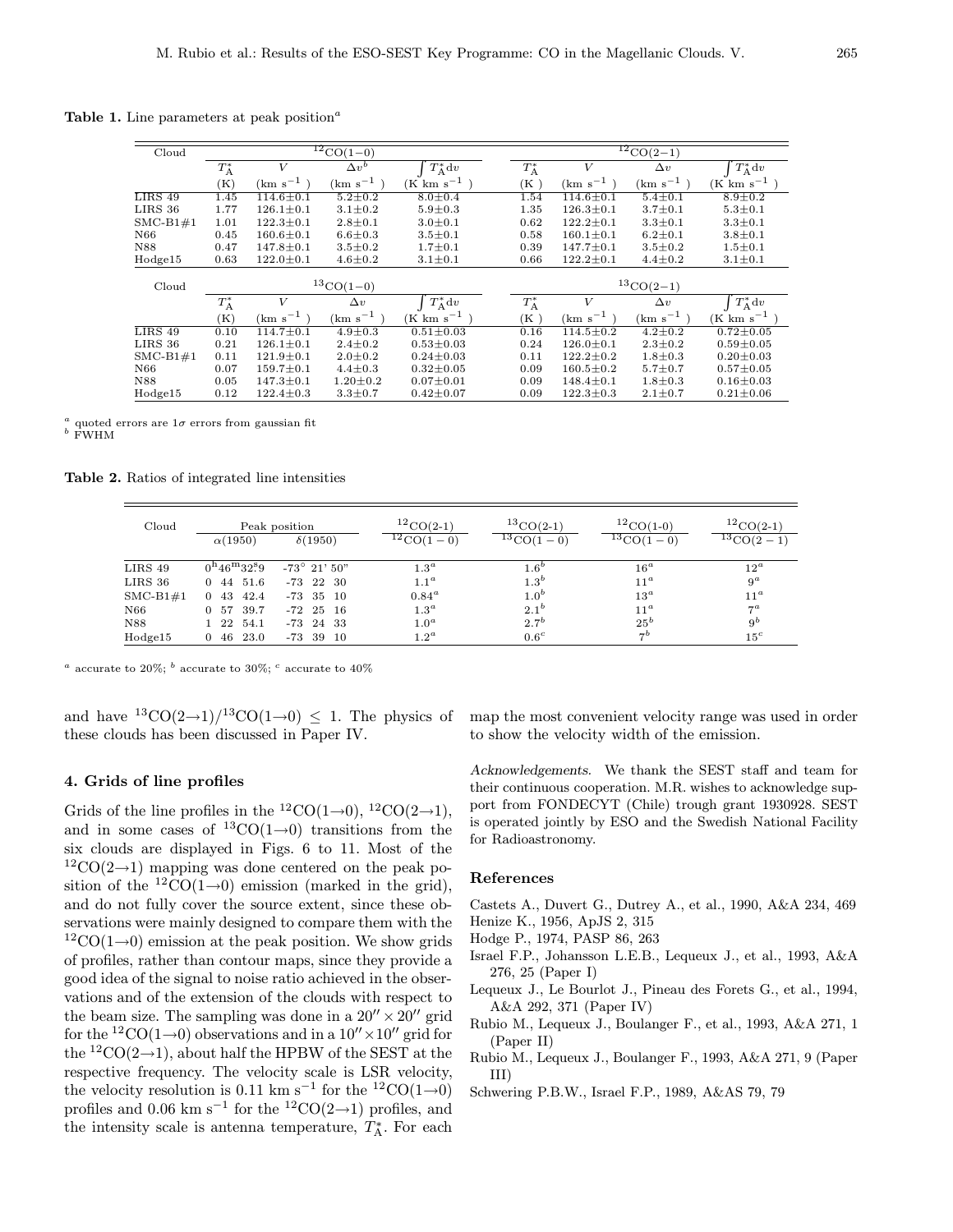**Table 1.** Line parameters at peak position[a]

| Cloud | $^{12}$CO(1−0) | | | | $^{12}$CO(2−1) | | | |
|---|---|---|---|---|---|---|---|---|
| | $T_A^*$ | $V$ | $\Delta v$[b] | $\int T_A^* dv$ | $T_A^*$ | $V$ | $\Delta v$ | $\int T_A^* dv$ |
| | (K) | (km s$^{-1}$) | (km s$^{-1}$) | (K km s$^{-1}$) | (K) | (km s$^{-1}$) | (km s$^{-1}$) | (K km s$^{-1}$) |
| LIRS 49 | 1.45 | 114.6±0.1 | 5.2±0.2 | 8.0±0.4 | 1.54 | 114.6±0.1 | 5.4±0.1 | 8.9±0.2 |
| LIRS 36 | 1.77 | 126.1±0.1 | 3.1±0.2 | 5.9±0.3 | 1.35 | 126.3±0.1 | 3.7±0.1 | 5.3±0.1 |
| SMC-B1#1 | 1.01 | 122.3±0.1 | 2.8±0.1 | 3.0±0.1 | 0.62 | 122.2±0.1 | 3.3±0.1 | 3.3±0.1 |
| N66 | 0.45 | 160.6±0.1 | 6.6±0.3 | 3.5±0.1 | 0.58 | 160.1±0.1 | 6.2±0.1 | 3.8±0.1 |
| N88 | 0.47 | 147.8±0.1 | 3.5±0.2 | 1.7±0.1 | 0.39 | 147.7±0.1 | 3.5±0.2 | 1.5±0.1 |
| Hodge15 | 0.63 | 122.0±0.1 | 4.6±0.2 | 3.1±0.1 | 0.66 | 122.2±0.1 | 4.4±0.2 | 3.1±0.1 |

| Cloud | $^{13}$CO(1−0) | | | | $^{13}$CO(2−1) | | | |
|---|---|---|---|---|---|---|---|---|
| | $T_A^*$ | $V$ | $\Delta v$ | $\int T_A^* dv$ | $T_A^*$ | $V$ | $\Delta v$ | $\int T_A^* dv$ |
| | (K) | (km s$^{-1}$) | (km s$^{-1}$) | (K km s$^{-1}$) | (K) | (km s$^{-1}$) | (km s$^{-1}$) | (K km s$^{-1}$) |
| LIRS 49 | 0.10 | 114.7±0.1 | 4.9±0.3 | 0.51±0.03 | 0.16 | 114.5±0.2 | 4.2±0.2 | 0.72±0.05 |
| LIRS 36 | 0.21 | 126.1±0.1 | 2.4±0.2 | 0.53±0.03 | 0.24 | 126.0±0.1 | 2.3±0.2 | 0.59±0.05 |
| SMC-B1#1 | 0.11 | 121.9±0.1 | 2.0±0.2 | 0.24±0.03 | 0.11 | 122.2±0.2 | 1.8±0.3 | 0.20±0.03 |
| N66 | 0.07 | 159.7±0.1 | 4.4±0.3 | 0.32±0.05 | 0.09 | 160.5±0.2 | 5.7±0.7 | 0.57±0.05 |
| N88 | 0.05 | 147.3±0.1 | 1.20±0.2 | 0.07±0.01 | 0.09 | 148.4±0.1 | 1.8±0.3 | 0.16±0.03 |
| Hodge15 | 0.12 | 122.4±0.3 | 3.3±0.7 | 0.42±0.07 | 0.09 | 122.3±0.3 | 2.1±0.7 | 0.21±0.06 |

[a] quoted errors are 1$\sigma$ errors from gaussian fit
[b] FWHM

**Table 2.** Ratios of integrated line intensities

| Cloud | Peak position | | $\frac{^{12}\mathrm{CO(2-1)}}{^{12}\mathrm{CO(1-0)}}$ | $\frac{^{13}\mathrm{CO(2-1)}}{^{13}\mathrm{CO(1-0)}}$ | $\frac{^{12}\mathrm{CO(1-0)}}{^{13}\mathrm{CO(1-0)}}$ | $\frac{^{12}\mathrm{CO(2-1)}}{^{13}\mathrm{CO(2-1)}}$ |
|---|---|---|---|---|---|---|
| | α(1950) | δ(1950) | | | | |
| LIRS 49 | 0$^{h}$46$^{m}$32$^{s}$.9 | -73° 21' 50" | 1.3[a] | 1.6[b] | 16[a] | 12[a] |
| LIRS 36 | 0 44 51.6 | -73 22 30 | 1.1[a] | 1.3[b] | 11[a] | 9[a] |
| SMC-B1#1 | 0 43 42.4 | -73 35 10 | 0.84[a] | 1.0[b] | 13[a] | 11[a] |
| N66 | 0 57 39.7 | -72 25 16 | 1.3[a] | 2.1[b] | 11[a] | 7[a] |
| N88 | 1 22 54.1 | -73 24 33 | 1.0[a] | 2.7[b] | 25[b] | 9[b] |
| Hodge15 | 0 46 23.0 | -73 39 10 | 1.2[a] | 0.6[c] | 7[b] | 15[c] |

[a] accurate to 20%; [b] accurate to 30%; [c] accurate to 40%

and have $^{13}$CO(2→1)/$^{13}$CO(1→0) ≤ 1. The physics of these clouds has been discussed in Paper IV.

## 4. Grids of line profiles

Grids of the line profiles in the $^{12}$CO(1→0), $^{12}$CO(2→1), and in some cases of $^{13}$CO(1→0) transitions from the six clouds are displayed in Figs. 6 to 11. Most of the $^{12}$CO(2→1) mapping was done centered on the peak position of the $^{12}$CO(1→0) emission (marked in the grid), and do not fully cover the source extent, since these observations were mainly designed to compare them with the $^{12}$CO(1→0) emission at the peak position. We show grids of profiles, rather than contour maps, since they provide a good idea of the signal to noise ratio achieved in the observations and of the extension of the clouds with respect to the beam size. The sampling was done in a $20'' \times 20''$ grid for the $^{12}$CO(1→0) observations and in a $10'' \times 10''$ grid for the $^{12}$CO(2→1), about half the HPBW of the SEST at the respective frequency. The velocity scale is LSR velocity, the velocity resolution is 0.11 km s$^{-1}$ for the $^{12}$CO(1→0) profiles and 0.06 km s$^{-1}$ for the $^{12}$CO(2→1) profiles, and the intensity scale is antenna temperature, $T_A^*$. For each map the most convenient velocity range was used in order to show the velocity width of the emission.

*Acknowledgements.* We thank the SEST staff and team for their continuous cooperation. M.R. wishes to acknowledge support from FONDECYT (Chile) trough grant 1930928. SEST is operated jointly by ESO and the Swedish National Facility for Radioastronomy.

## References

Castets A., Duvert G., Dutrey A., et al., 1990, A&A 234, 469
Henize K., 1956, ApJS 2, 315
Hodge P., 1974, PASP 86, 263
Israel F.P., Johansson L.E.B., Lequeux J., et al., 1993, A&A 276, 25 (Paper I)
Lequeux J., Le Bourlot J., Pineau des Forets G., et al., 1994, A&A 292, 371 (Paper IV)
Rubio M., Lequeux J., Boulanger F., et al., 1993, A&A 271, 1 (Paper II)
Rubio M., Lequeux J., Boulanger F., 1993, A&A 271, 9 (Paper III)
Schwering P.B.W., Israel F.P., 1989, A&AS 79, 79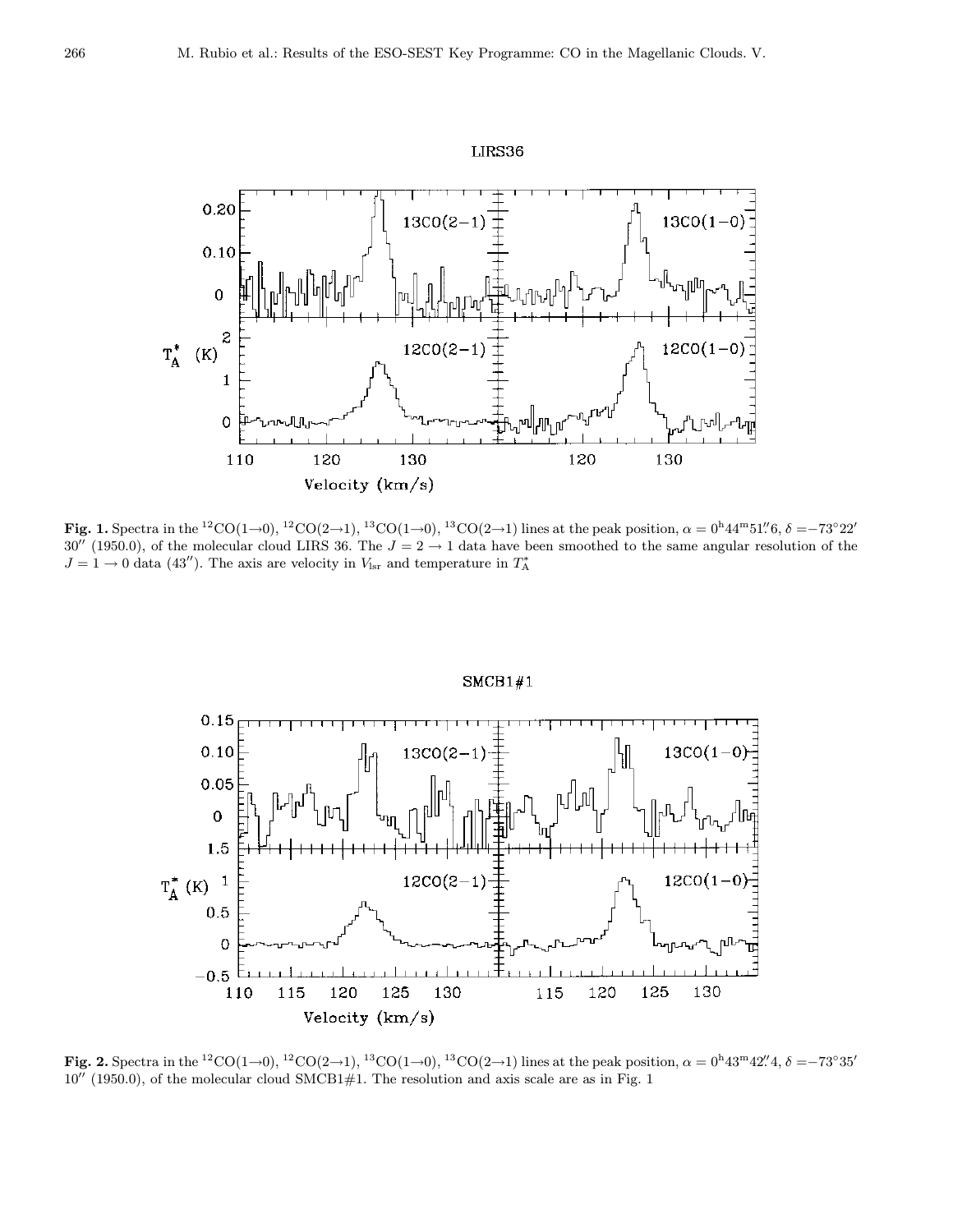**Fig. 1.** Spectra in the $^{12}$CO(1→0), $^{12}$CO(2→1), $^{13}$CO(1→0), $^{13}$CO(2→1) lines at the peak position, $\alpha = 0^{\rm h}44^{\rm m}51\overset{''}{.}6$, $\delta = -73°22'30''$ (1950.0), of the molecular cloud LIRS 36. The $J = 2 \rightarrow 1$ data have been smoothed to the same angular resolution of the $J = 1 \rightarrow 0$ data (43″). The axis are velocity in $V_{\rm lsr}$ and temperature in $T_{\rm A}^{*}$

**Fig. 2.** Spectra in the $^{12}$CO(1→0), $^{12}$CO(2→1), $^{13}$CO(1→0), $^{13}$CO(2→1) lines at the peak position, $\alpha = 0^{\rm h}43^{\rm m}42\overset{''}{.}4$, $\delta = -73°35'10''$ (1950.0), of the molecular cloud SMCB1#1. The resolution and axis scale are as in Fig. 1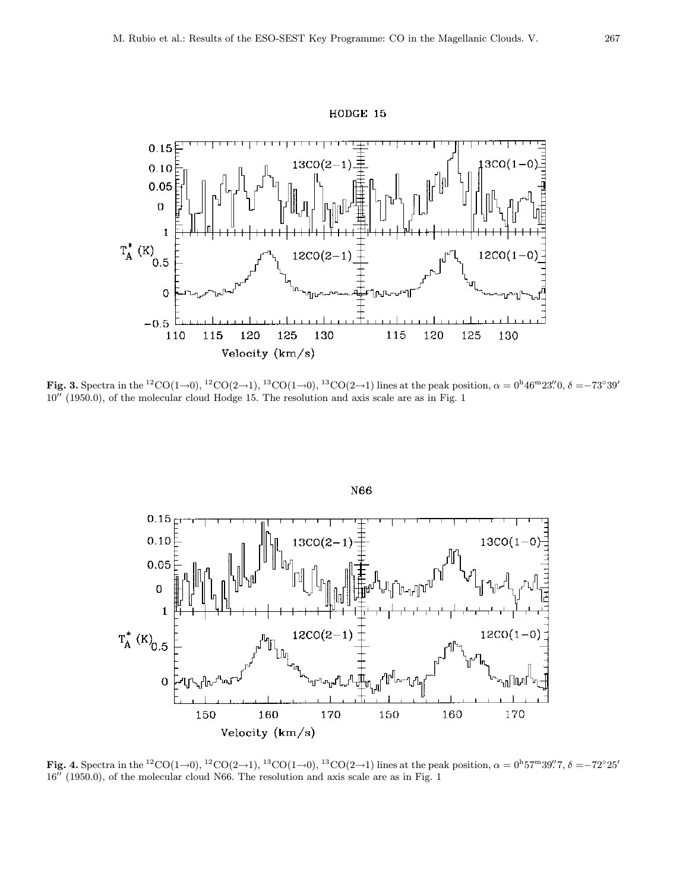**Fig. 3.** Spectra in the $^{12}$CO(1→0), $^{12}$CO(2→1), $^{13}$CO(1→0), $^{13}$CO(2→1) lines at the peak position, $\alpha = 0^{h}46^{m}23\farcs0$, $\delta = -73°39'10''$ (1950.0), of the molecular cloud Hodge 15. The resolution and axis scale are as in Fig. 1

**Fig. 4.** Spectra in the $^{12}$CO(1→0), $^{12}$CO(2→1), $^{13}$CO(1→0), $^{13}$CO(2→1) lines at the peak position, $\alpha = 0^{h}57^{m}39\farcs7$, $\delta = -72°25'16''$ (1950.0), of the molecular cloud N66. The resolution and axis scale are as in Fig. 1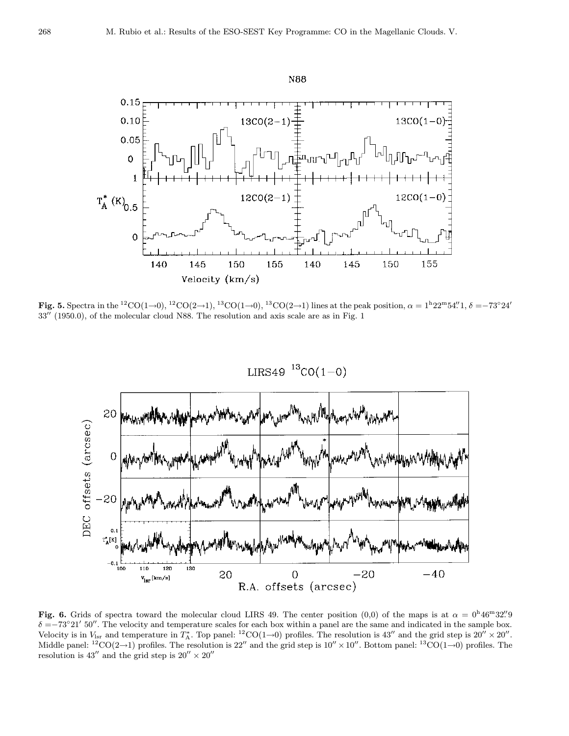**Fig. 5.** Spectra in the $^{12}$CO(1→0), $^{12}$CO(2→1), $^{13}$CO(1→0), $^{13}$CO(2→1) lines at the peak position, $\alpha = 1^{\rm h}22^{\rm m}54\farcs1$, $\delta = -73°24'$ $33''$ (1950.0), of the molecular cloud N88. The resolution and axis scale are as in Fig. 1

**Fig. 6.** Grids of spectra toward the molecular cloud LIRS 49. The center position (0,0) of the maps is at $\alpha = 0^{\rm h}46^{\rm m}32\farcs9$ $\delta = -73°21'\ 50''$. The velocity and temperature scales for each box within a panel are the same and indicated in the sample box. Velocity is in $V_{\rm lsr}$ and temperature in $T_{\rm A}^{*}$. Top panel: $^{12}$CO(1→0) profiles. The resolution is $43''$ and the grid step is $20'' \times 20''$. Middle panel: $^{12}$CO(2→1) profiles. The resolution is $22''$ and the grid step is $10'' \times 10''$. Bottom panel: $^{13}$CO(1→0) profiles. The resolution is $43''$ and the grid step is $20'' \times 20''$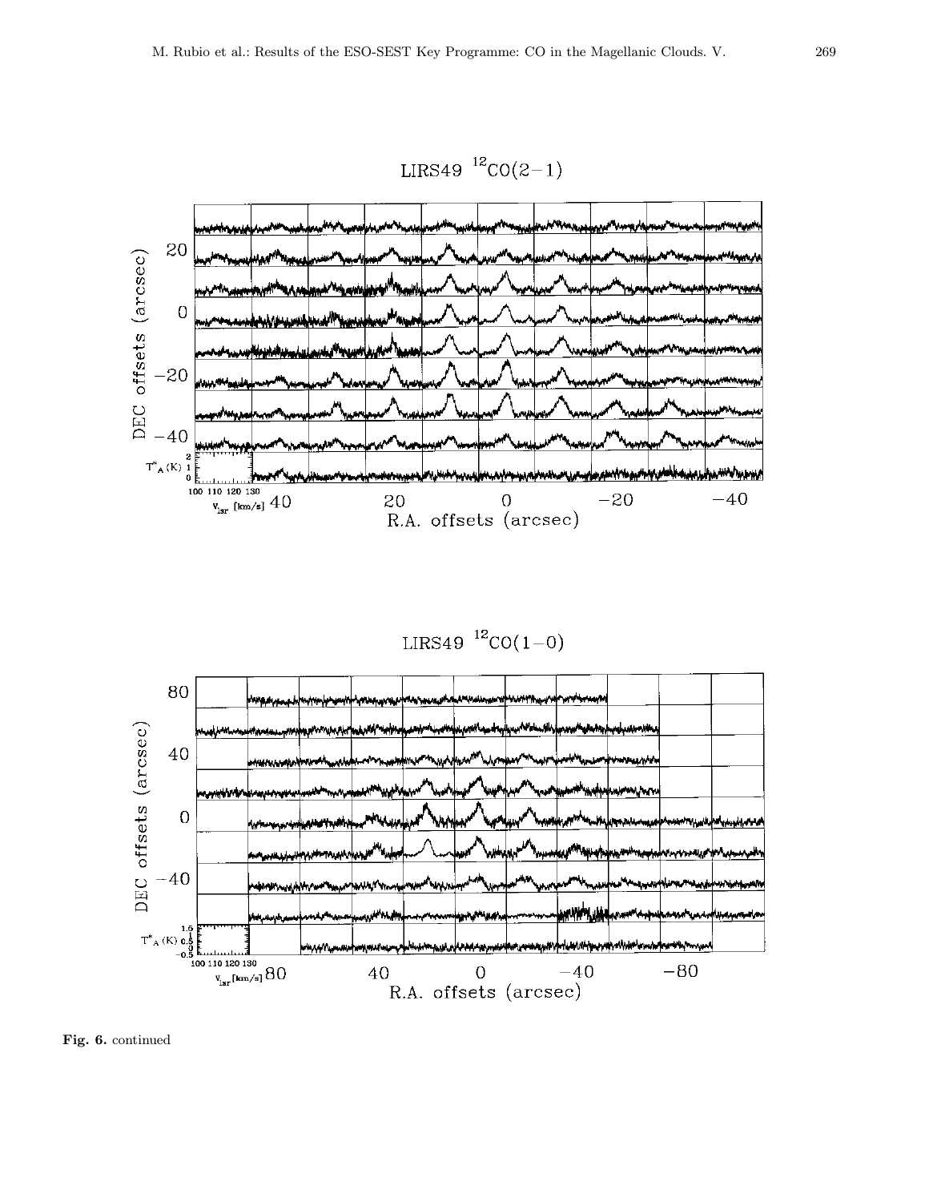LIRS49 $^{12}$CO(2−1)

LIRS49 $^{12}$CO(1−0)

**Fig. 6.** continued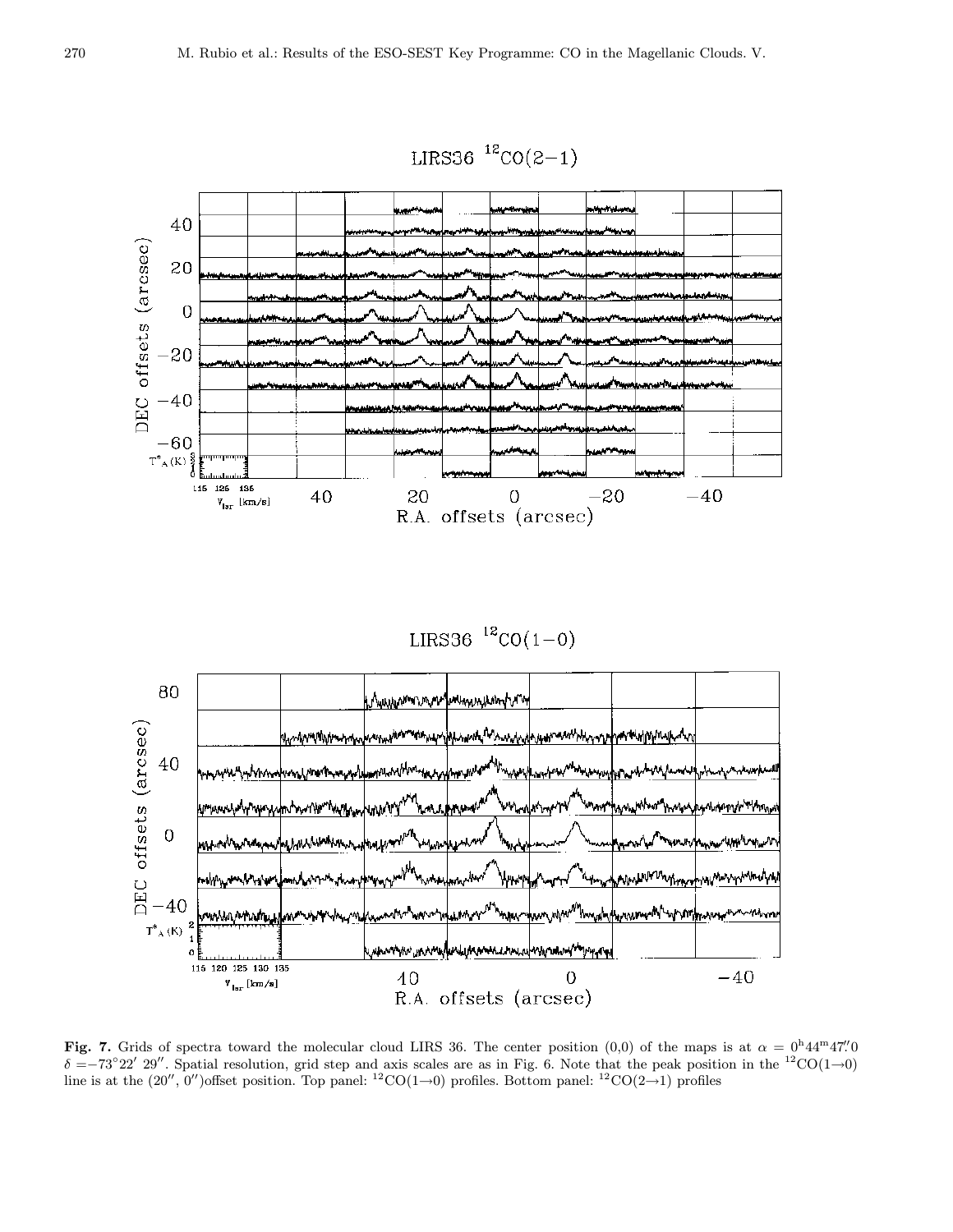**Fig. 7.** Grids of spectra toward the molecular cloud LIRS 36. The center position (0,0) of the maps is at $\alpha = 0^{\rm h}44^{\rm m}47\farcs0$ $\delta = -73^\circ 22' \, 29''$. Spatial resolution, grid step and axis scales are as in Fig. 6. Note that the peak position in the $^{12}$CO(1→0) line is at the (20″, 0″)offset position. Top panel: $^{12}$CO(1→0) profiles. Bottom panel: $^{12}$CO(2→1) profiles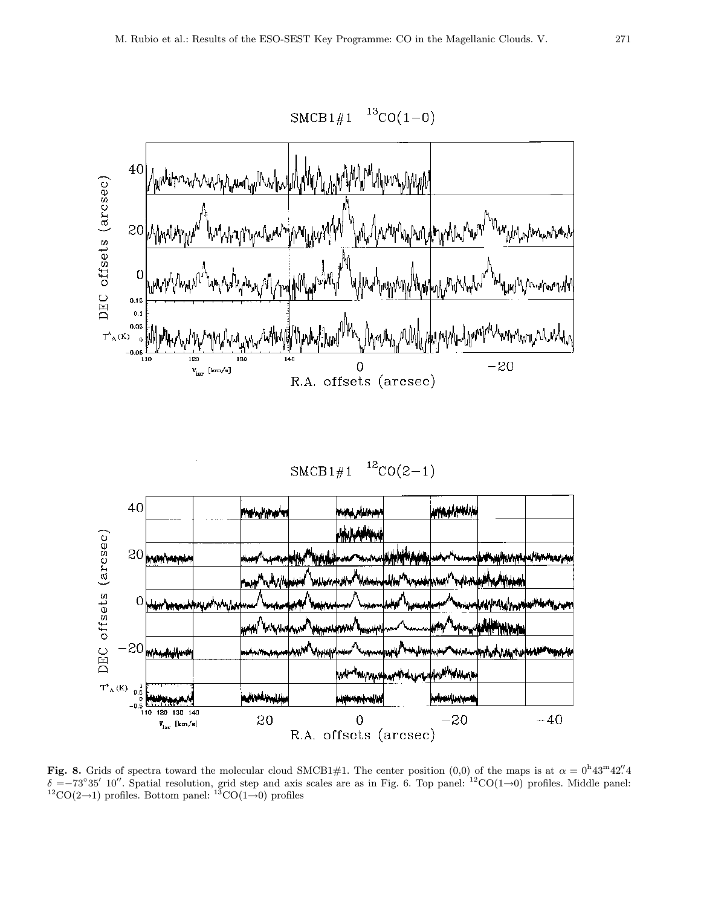**Fig. 8.** Grids of spectra toward the molecular cloud SMCB1#1. The center position (0,0) of the maps is at $\alpha = 0^{\rm h}43^{\rm m}42\rlap{.}''4$ $\delta = -73°35'\ 10''$. Spatial resolution, grid step and axis scales are as in Fig. 6. Top panel: $^{12}$CO(1→0) profiles. Middle panel: $^{12}$CO(2→1) profiles. Bottom panel: $^{13}$CO(1→0) profiles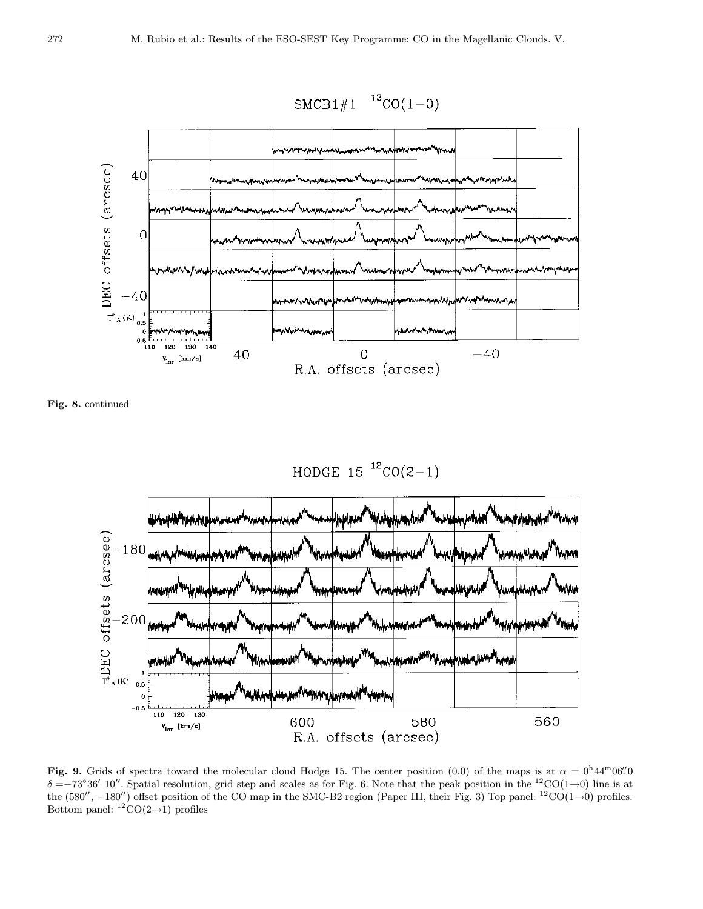**Fig. 8.** continued

**Fig. 9.** Grids of spectra toward the molecular cloud Hodge 15. The center position (0,0) of the maps is at $\alpha = 0^{\rm h}44^{\rm m}06\farcs0$ $\delta = -73°36'\ 10''$. Spatial resolution, grid step and scales as for Fig. 6. Note that the peak position in the $^{12}$CO(1$\rightarrow$0) line is at the (580$''$, $-180''$) offset position of the CO map in the SMC-B2 region (Paper III, their Fig. 3) Top panel: $^{12}$CO(1$\rightarrow$0) profiles. Bottom panel: $^{12}$CO(2$\rightarrow$1) profiles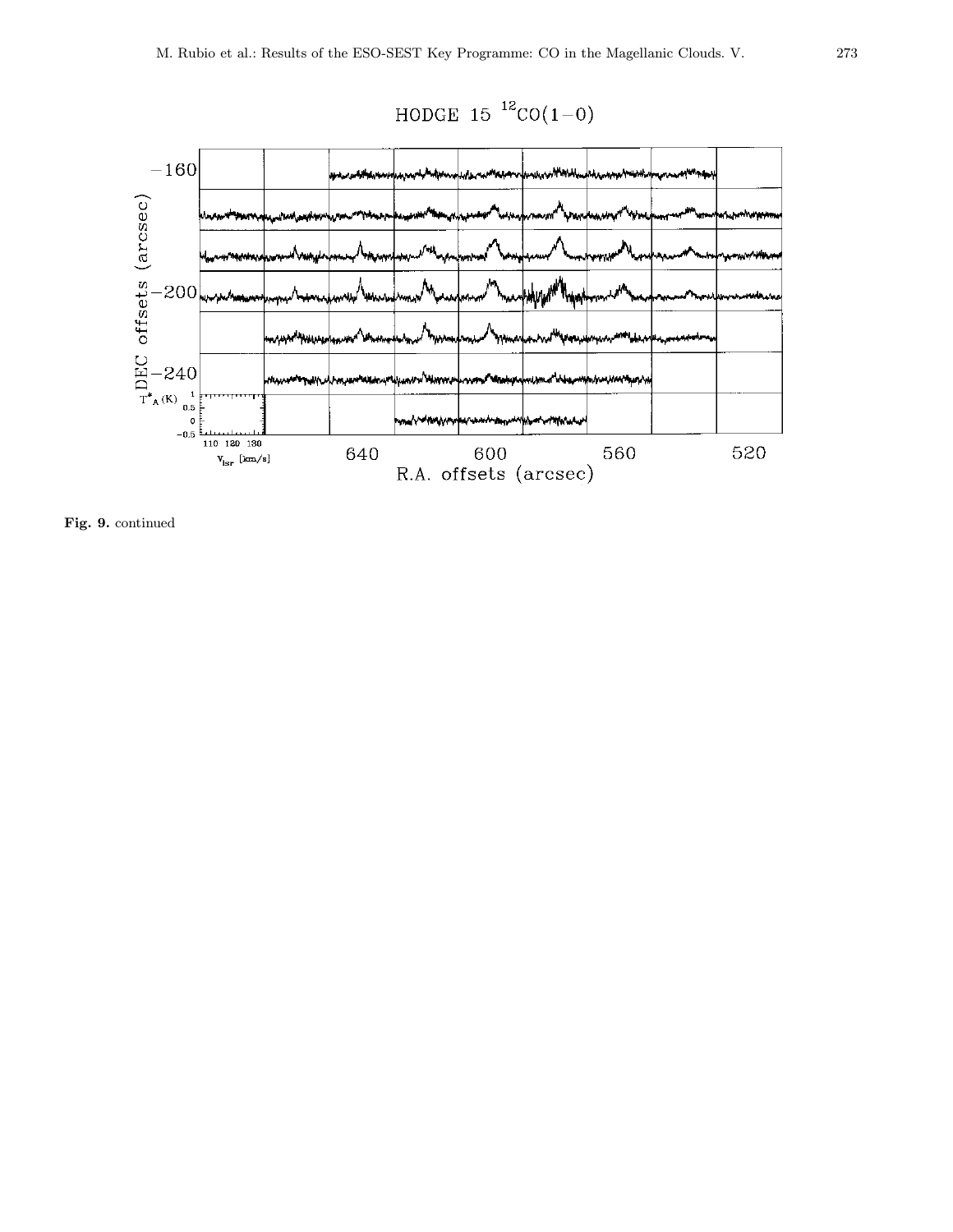HODGE 15 $^{12}CO(1-0)$

**Fig. 9.** continued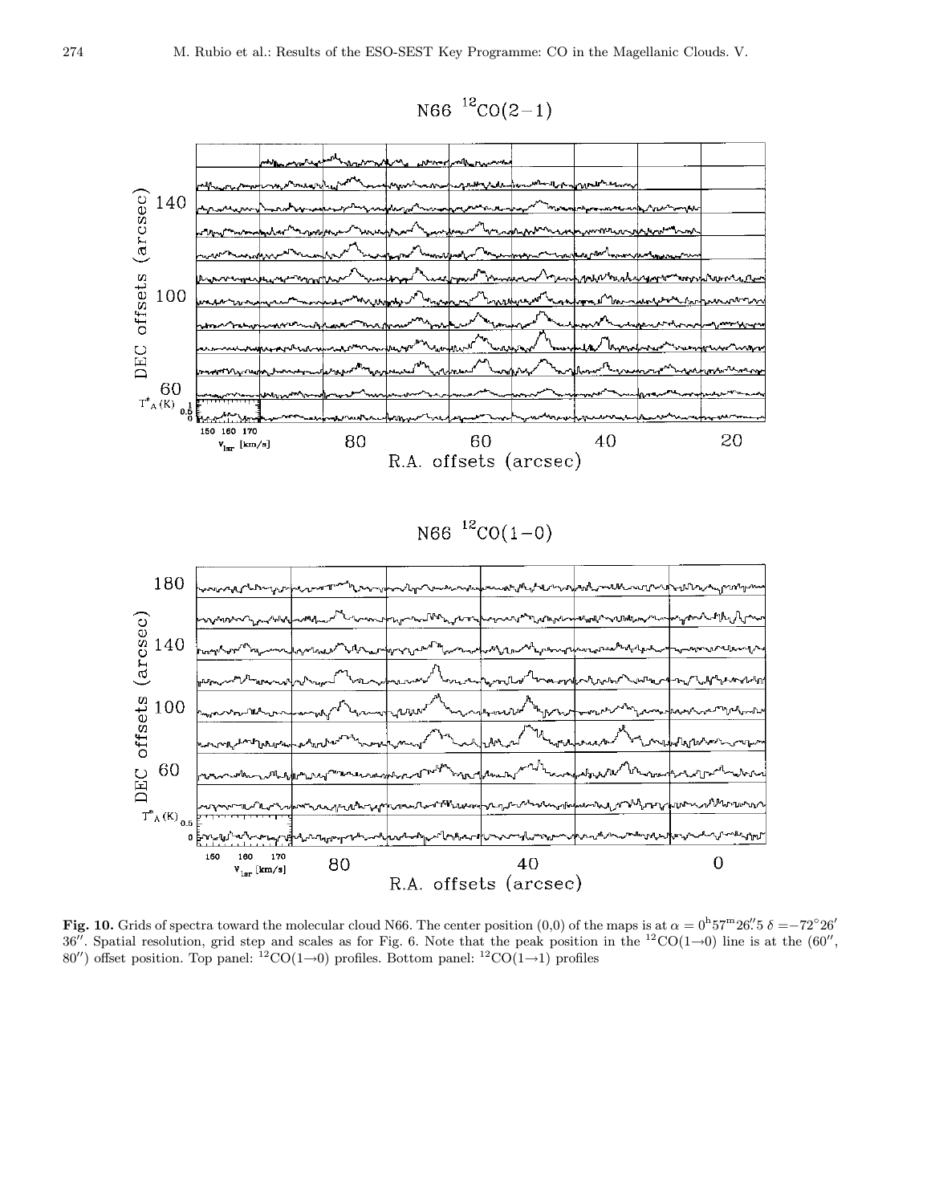**Fig. 10.** Grids of spectra toward the molecular cloud N66. The center position (0,0) of the maps is at $\alpha = 0^{\rm h}57^{\rm m}26\rlap{.}''5$ $\delta = -72°26'36''$. Spatial resolution, grid step and scales as for Fig. 6. Note that the peak position in the $^{12}$CO(1→0) line is at the (60″, 80″) offset position. Top panel: $^{12}$CO(1→0) profiles. Bottom panel: $^{12}$CO(1→1) profiles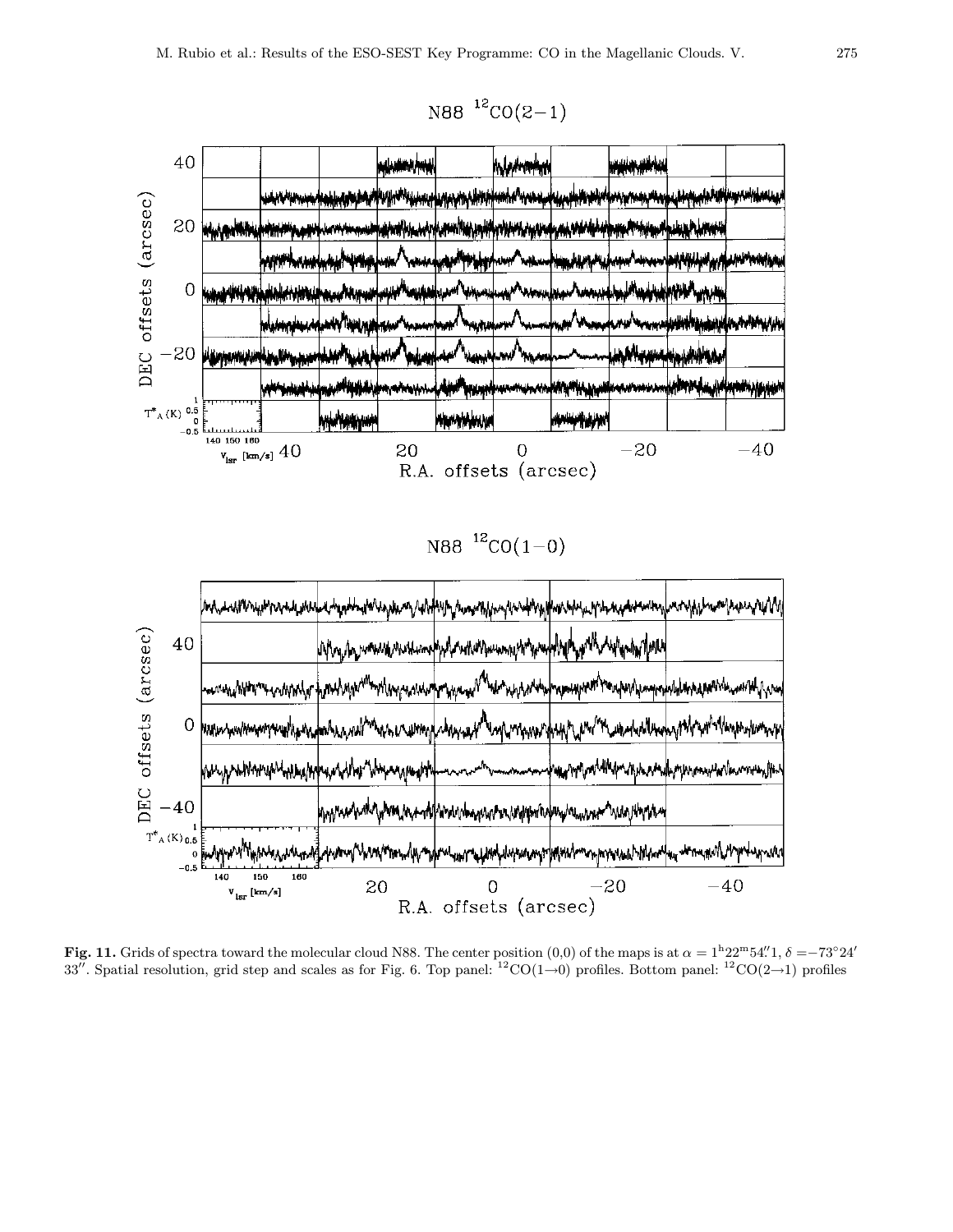N88 $^{12}$CO(2−1)

40
20
0
−20
DEC offsets (arcsec)

$T^*_A$ (K) 1 0.5 0 −0.5
140 150 160
$v_{lsr}$ [km/s] 40 20 0 −20 −40
R.A. offsets (arcsec)

N88 $^{12}$CO(1−0)

40
0
−40
DEC offsets (arcsec)

$T^*_A$ (K) 1 0.5 0 −0.5
140 150 160
$v_{lsr}$ [km/s] 20 0 −20 −40
R.A. offsets (arcsec)

**Fig. 11.** Grids of spectra toward the molecular cloud N88. The center position (0,0) of the maps is at $\alpha = 1^{\rm h}22^{\rm m}54\farcs1$, $\delta = -73°24'33''$. Spatial resolution, grid step and scales as for Fig. 6. Top panel: $^{12}$CO(1→0) profiles. Bottom panel: $^{12}$CO(2→1) profiles